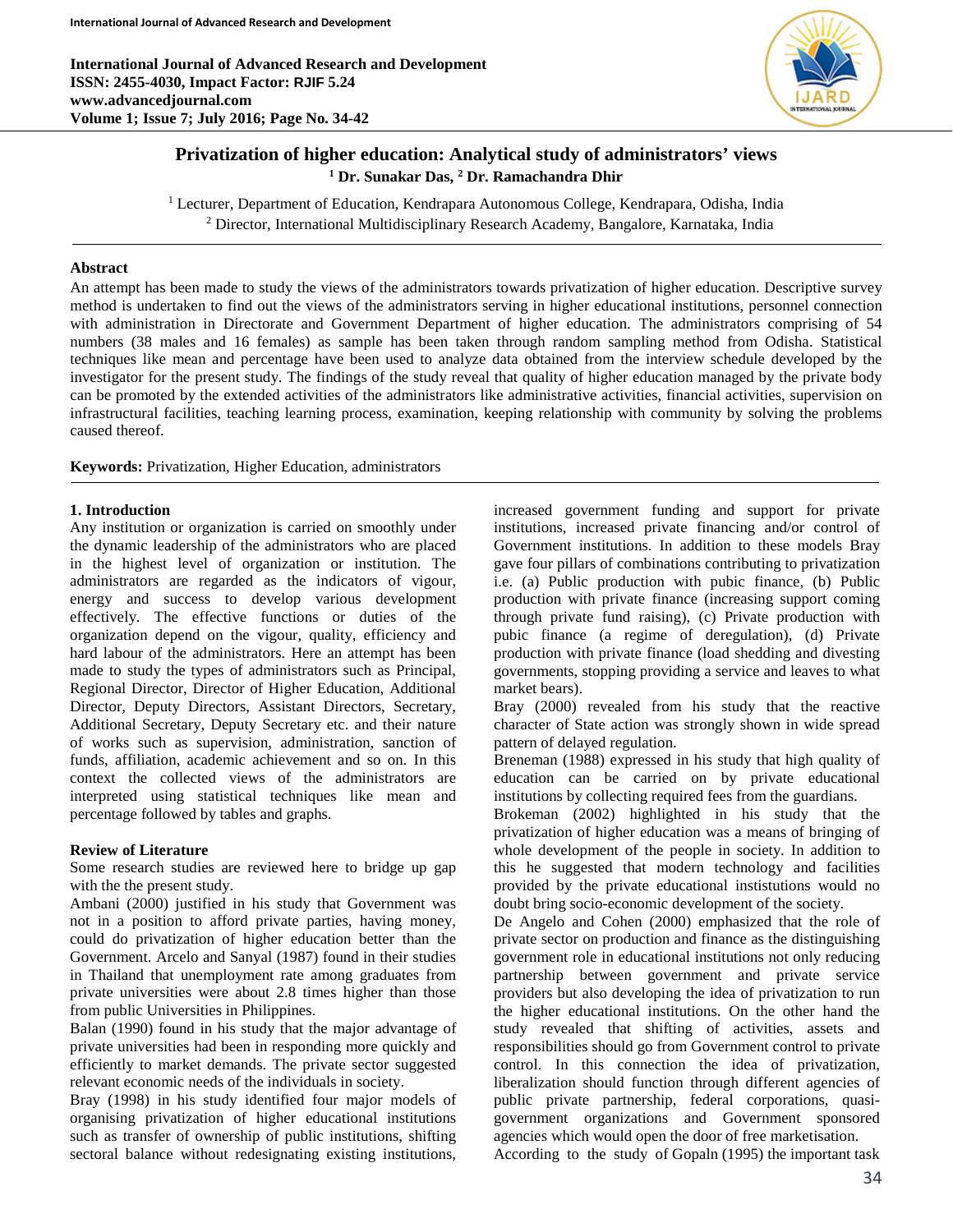# Privatization of higher education: Analytical study of administrators' views

**[1] Dr. Sunakar Das, [2] Dr. Ramachandra Dhir**

[1] Lecturer, Department of Education, Kendrapara Autonomous College, Kendrapara, Odisha, India
[2] Director, International Multidisciplinary Research Academy, Bangalore, Karnataka, India

## Abstract

An attempt has been made to study the views of the administrators towards privatization of higher education. Descriptive survey method is undertaken to find out the views of the administrators serving in higher educational institutions, personnel connection with administration in Directorate and Government Department of higher education. The administrators comprising of 54 numbers (38 males and 16 females) as sample has been taken through random sampling method from Odisha. Statistical techniques like mean and percentage have been used to analyze data obtained from the interview schedule developed by the investigator for the present study. The findings of the study reveal that quality of higher education managed by the private body can be promoted by the extended activities of the administrators like administrative activities, financial activities, supervision on infrastructural facilities, teaching learning process, examination, keeping relationship with community by solving the problems caused thereof.

**Keywords:** Privatization, Higher Education, administrators

## 1. Introduction

Any institution or organization is carried on smoothly under the dynamic leadership of the administrators who are placed in the highest level of organization or institution. The administrators are regarded as the indicators of vigour, energy and success to develop various development effectively. The effective functions or duties of the organization depend on the vigour, quality, efficiency and hard labour of the administrators. Here an attempt has been made to study the types of administrators such as Principal, Regional Director, Director of Higher Education, Additional Director, Deputy Directors, Assistant Directors, Secretary, Additional Secretary, Deputy Secretary etc. and their nature of works such as supervision, administration, sanction of funds, affiliation, academic achievement and so on. In this context the collected views of the administrators are interpreted using statistical techniques like mean and percentage followed by tables and graphs.

## Review of Literature

Some research studies are reviewed here to bridge up gap with the the present study.

Ambani (2000) justified in his study that Government was not in a position to afford private parties, having money, could do privatization of higher education better than the Government. Arcelo and Sanyal (1987) found in their studies in Thailand that unemployment rate among graduates from private universities were about 2.8 times higher than those from public Universities in Philippines.

Balan (1990) found in his study that the major advantage of private universities had been in responding more quickly and efficiently to market demands. The private sector suggested relevant economic needs of the individuals in society.

Bray (1998) in his study identified four major models of organising privatization of higher educational institutions such as transfer of ownership of public institutions, shifting sectoral balance without redesignating existing institutions, increased government funding and support for private institutions, increased private financing and/or control of Government institutions. In addition to these models Bray gave four pillars of combinations contributing to privatization i.e. (a) Public production with pubic finance, (b) Public production with private finance (increasing support coming through private fund raising), (c) Private production with pubic finance (a regime of deregulation), (d) Private production with private finance (load shedding and divesting governments, stopping providing a service and leaves to what market bears).

Bray (2000) revealed from his study that the reactive character of State action was strongly shown in wide spread pattern of delayed regulation.

Breneman (1988) expressed in his study that high quality of education can be carried on by private educational institutions by collecting required fees from the guardians.

Brokeman (2002) highlighted in his study that the privatization of higher education was a means of bringing of whole development of the people in society. In addition to this he suggested that modern technology and facilities provided by the private educational instistutions would no doubt bring socio-economic development of the society.

De Angelo and Cohen (2000) emphasized that the role of private sector on production and finance as the distinguishing government role in educational institutions not only reducing partnership between government and private service providers but also developing the idea of privatization to run the higher educational institutions. On the other hand the study revealed that shifting of activities, assets and responsibilities should go from Government control to private control. In this connection the idea of privatization, liberalization should function through different agencies of public private partnership, federal corporations, quasi-government organizations and Government sponsored agencies which would open the door of free marketisation.

According to the study of Gopaln (1995) the important task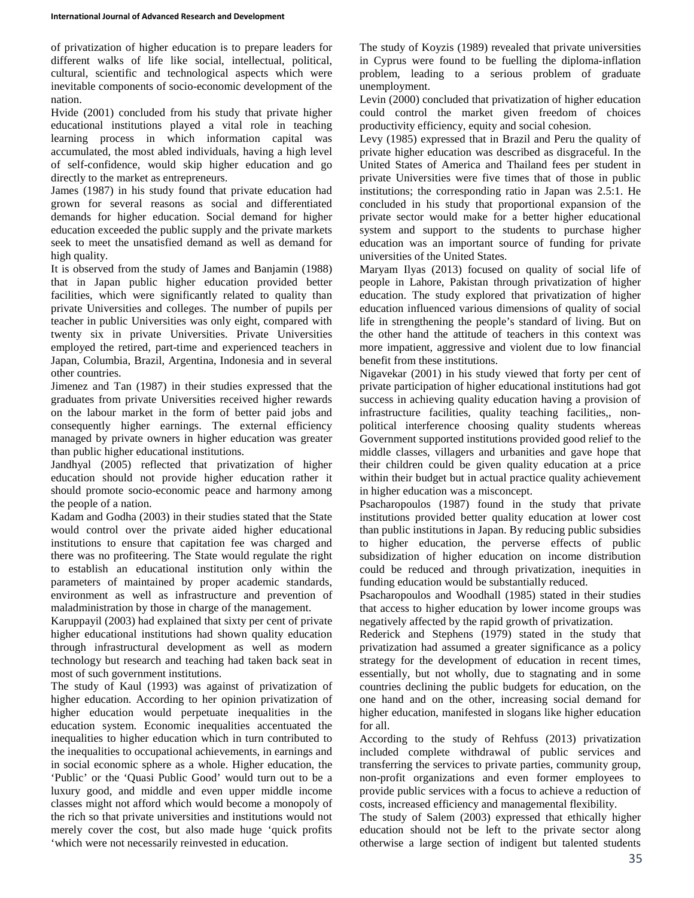of privatization of higher education is to prepare leaders for different walks of life like social, intellectual, political, cultural, scientific and technological aspects which were inevitable components of socio-economic development of the nation.

Hvide (2001) concluded from his study that private higher educational institutions played a vital role in teaching learning process in which information capital was accumulated, the most abled individuals, having a high level of self-confidence, would skip higher education and go directly to the market as entrepreneurs.

James (1987) in his study found that private education had grown for several reasons as social and differentiated demands for higher education. Social demand for higher education exceeded the public supply and the private markets seek to meet the unsatisfied demand as well as demand for high quality.

It is observed from the study of James and Banjamin (1988) that in Japan public higher education provided better facilities, which were significantly related to quality than private Universities and colleges. The number of pupils per teacher in public Universities was only eight, compared with twenty six in private Universities. Private Universities employed the retired, part-time and experienced teachers in Japan, Columbia, Brazil, Argentina, Indonesia and in several other countries.

Jimenez and Tan (1987) in their studies expressed that the graduates from private Universities received higher rewards on the labour market in the form of better paid jobs and consequently higher earnings. The external efficiency managed by private owners in higher education was greater than public higher educational institutions.

Jandhyal (2005) reflected that privatization of higher education should not provide higher education rather it should promote socio-economic peace and harmony among the people of a nation.

Kadam and Godha (2003) in their studies stated that the State would control over the private aided higher educational institutions to ensure that capitation fee was charged and there was no profiteering. The State would regulate the right to establish an educational institution only within the parameters of maintained by proper academic standards, environment as well as infrastructure and prevention of maladministration by those in charge of the management.

Karuppayil (2003) had explained that sixty per cent of private higher educational institutions had shown quality education through infrastructural development as well as modern technology but research and teaching had taken back seat in most of such government institutions.

The study of Kaul (1993) was against of privatization of higher education. According to her opinion privatization of higher education would perpetuate inequalities in the education system. Economic inequalities accentuated the inequalities to higher education which in turn contributed to the inequalities to occupational achievements, in earnings and in social economic sphere as a whole. Higher education, the 'Public' or the 'Quasi Public Good' would turn out to be a luxury good, and middle and even upper middle income classes might not afford which would become a monopoly of the rich so that private universities and institutions would not merely cover the cost, but also made huge 'quick profits 'which were not necessarily reinvested in education.

The study of Koyzis (1989) revealed that private universities in Cyprus were found to be fuelling the diploma-inflation problem, leading to a serious problem of graduate unemployment.

Levin (2000) concluded that privatization of higher education could control the market given freedom of choices productivity efficiency, equity and social cohesion.

Levy (1985) expressed that in Brazil and Peru the quality of private higher education was described as disgraceful. In the United States of America and Thailand fees per student in private Universities were five times that of those in public institutions; the corresponding ratio in Japan was 2.5:1. He concluded in his study that proportional expansion of the private sector would make for a better higher educational system and support to the students to purchase higher education was an important source of funding for private universities of the United States.

Maryam Ilyas (2013) focused on quality of social life of people in Lahore, Pakistan through privatization of higher education. The study explored that privatization of higher education influenced various dimensions of quality of social life in strengthening the people's standard of living. But on the other hand the attitude of teachers in this context was more impatient, aggressive and violent due to low financial benefit from these institutions.

Nigavekar (2001) in his study viewed that forty per cent of private participation of higher educational institutions had got success in achieving quality education having a provision of infrastructure facilities, quality teaching facilities,, non-political interference choosing quality students whereas Government supported institutions provided good relief to the middle classes, villagers and urbanities and gave hope that their children could be given quality education at a price within their budget but in actual practice quality achievement in higher education was a misconcept.

Psacharopoulos (1987) found in the study that private institutions provided better quality education at lower cost than public institutions in Japan. By reducing public subsidies to higher education, the perverse effects of public subsidization of higher education on income distribution could be reduced and through privatization, inequities in funding education would be substantially reduced.

Psacharopoulos and Woodhall (1985) stated in their studies that access to higher education by lower income groups was negatively affected by the rapid growth of privatization.

Rederick and Stephens (1979) stated in the study that privatization had assumed a greater significance as a policy strategy for the development of education in recent times, essentially, but not wholly, due to stagnating and in some countries declining the public budgets for education, on the one hand and on the other, increasing social demand for higher education, manifested in slogans like higher education for all.

According to the study of Rehfuss (2013) privatization included complete withdrawal of public services and transferring the services to private parties, community group, non-profit organizations and even former employees to provide public services with a focus to achieve a reduction of costs, increased efficiency and managemental flexibility.

The study of Salem (2003) expressed that ethically higher education should not be left to the private sector along otherwise a large section of indigent but talented students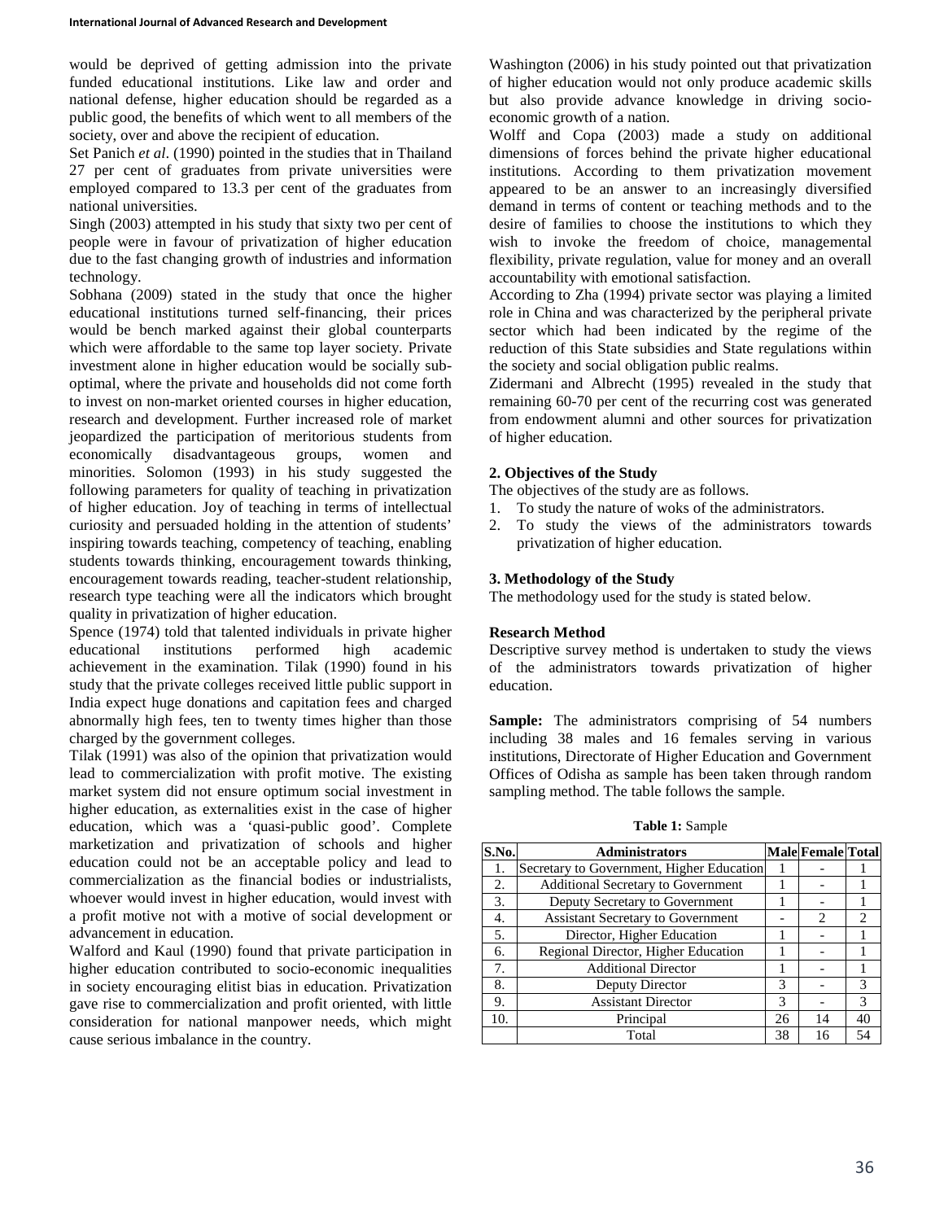would be deprived of getting admission into the private funded educational institutions. Like law and order and national defense, higher education should be regarded as a public good, the benefits of which went to all members of the society, over and above the recipient of education.

Set Panich *et al*. (1990) pointed in the studies that in Thailand 27 per cent of graduates from private universities were employed compared to 13.3 per cent of the graduates from national universities.

Singh (2003) attempted in his study that sixty two per cent of people were in favour of privatization of higher education due to the fast changing growth of industries and information technology.

Sobhana (2009) stated in the study that once the higher educational institutions turned self-financing, their prices would be bench marked against their global counterparts which were affordable to the same top layer society. Private investment alone in higher education would be socially sub-optimal, where the private and households did not come forth to invest on non-market oriented courses in higher education, research and development. Further increased role of market jeopardized the participation of meritorious students from economically disadvantageous groups, women and minorities. Solomon (1993) in his study suggested the following parameters for quality of teaching in privatization of higher education. Joy of teaching in terms of intellectual curiosity and persuaded holding in the attention of students' inspiring towards teaching, competency of teaching, enabling students towards thinking, encouragement towards thinking, encouragement towards reading, teacher-student relationship, research type teaching were all the indicators which brought quality in privatization of higher education.

Spence (1974) told that talented individuals in private higher educational institutions performed high academic achievement in the examination. Tilak (1990) found in his study that the private colleges received little public support in India expect huge donations and capitation fees and charged abnormally high fees, ten to twenty times higher than those charged by the government colleges.

Tilak (1991) was also of the opinion that privatization would lead to commercialization with profit motive. The existing market system did not ensure optimum social investment in higher education, as externalities exist in the case of higher education, which was a 'quasi-public good'. Complete marketization and privatization of schools and higher education could not be an acceptable policy and lead to commercialization as the financial bodies or industrialists, whoever would invest in higher education, would invest with a profit motive not with a motive of social development or advancement in education.

Walford and Kaul (1990) found that private participation in higher education contributed to socio-economic inequalities in society encouraging elitist bias in education. Privatization gave rise to commercialization and profit oriented, with little consideration for national manpower needs, which might cause serious imbalance in the country.

Washington (2006) in his study pointed out that privatization of higher education would not only produce academic skills but also provide advance knowledge in driving socio-economic growth of a nation.

Wolff and Copa (2003) made a study on additional dimensions of forces behind the private higher educational institutions. According to them privatization movement appeared to be an answer to an increasingly diversified demand in terms of content or teaching methods and to the desire of families to choose the institutions to which they wish to invoke the freedom of choice, managemental flexibility, private regulation, value for money and an overall accountability with emotional satisfaction.

According to Zha (1994) private sector was playing a limited role in China and was characterized by the peripheral private sector which had been indicated by the regime of the reduction of this State subsidies and State regulations within the society and social obligation public realms.

Zidermani and Albrecht (1995) revealed in the study that remaining 60-70 per cent of the recurring cost was generated from endowment alumni and other sources for privatization of higher education.

## 2. Objectives of the Study

The objectives of the study are as follows.

1. To study the nature of woks of the administrators.
2. To study the views of the administrators towards privatization of higher education.

## 3. Methodology of the Study

The methodology used for the study is stated below.

### Research Method

Descriptive survey method is undertaken to study the views of the administrators towards privatization of higher education.

**Sample:** The administrators comprising of 54 numbers including 38 males and 16 females serving in various institutions, Directorate of Higher Education and Government Offices of Odisha as sample has been taken through random sampling method. The table follows the sample.

**Table 1:** Sample

| S.No. | Administrators | Male | Female | Total |
|---|---|---|---|---|
| 1. | Secretary to Government, Higher Education | 1 | - | 1 |
| 2. | Additional Secretary to Government | 1 | - | 1 |
| 3. | Deputy Secretary to Government | 1 | - | 1 |
| 4. | Assistant Secretary to Government | - | 2 | 2 |
| 5. | Director, Higher Education | 1 | - | 1 |
| 6. | Regional Director, Higher Education | 1 | - | 1 |
| 7. | Additional Director | 1 | - | 1 |
| 8. | Deputy Director | 3 | - | 3 |
| 9. | Assistant Director | 3 | - | 3 |
| 10. | Principal | 26 | 14 | 40 |
| | Total | 38 | 16 | 54 |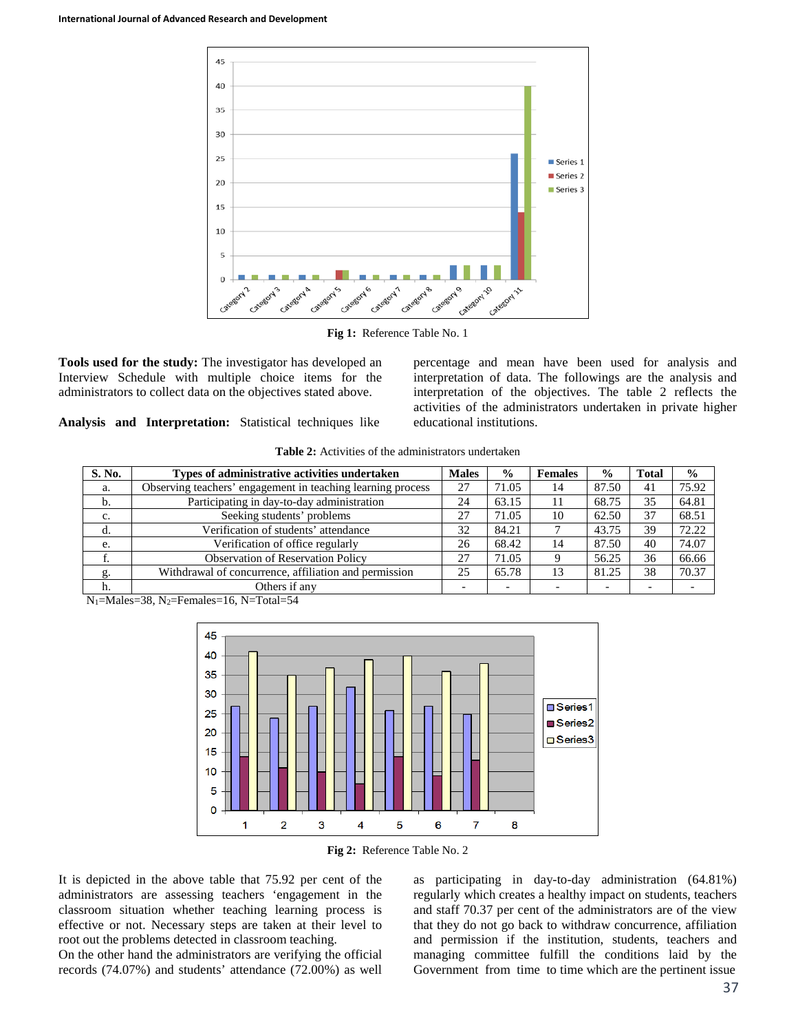Fig 1: Reference Table No. 1

**Tools used for the study:** The investigator has developed an Interview Schedule with multiple choice items for the administrators to collect data on the objectives stated above.

**Analysis and Interpretation:** Statistical techniques like percentage and mean have been used for analysis and interpretation of data. The followings are the analysis and interpretation of the objectives. The table 2 reflects the activities of the administrators undertaken in private higher educational institutions.

**Table 2:** Activities of the administrators undertaken

| S. No. | Types of administrative activities undertaken | Males | % | Females | % | Total | % |
|---|---|---|---|---|---|---|---|
| a. | Observing teachers' engagement in teaching learning process | 27 | 71.05 | 14 | 87.50 | 41 | 75.92 |
| b. | Participating in day-to-day administration | 24 | 63.15 | 11 | 68.75 | 35 | 64.81 |
| c. | Seeking students' problems | 27 | 71.05 | 10 | 62.50 | 37 | 68.51 |
| d. | Verification of students' attendance | 32 | 84.21 | 7 | 43.75 | 39 | 72.22 |
| e. | Verification of office regularly | 26 | 68.42 | 14 | 87.50 | 40 | 74.07 |
| f. | Observation of Reservation Policy | 27 | 71.05 | 9 | 56.25 | 36 | 66.66 |
| g. | Withdrawal of concurrence, affiliation and permission | 25 | 65.78 | 13 | 81.25 | 38 | 70.37 |
| h. | Others if any | - | - | - | - | - | - |

$N_1$=Males=38, $N_2$=Females=16, N=Total=54

Fig 2: Reference Table No. 2

It is depicted in the above table that 75.92 per cent of the administrators are assessing teachers 'engagement in the classroom situation whether teaching learning process is effective or not. Necessary steps are taken at their level to root out the problems detected in classroom teaching.

On the other hand the administrators are verifying the official records (74.07%) and students' attendance (72.00%) as well as participating in day-to-day administration (64.81%) regularly which creates a healthy impact on students, teachers and staff 70.37 per cent of the administrators are of the view that they do not go back to withdraw concurrence, affiliation and permission if the institution, students, teachers and managing committee fulfill the conditions laid by the Government from time to time which are the pertinent issue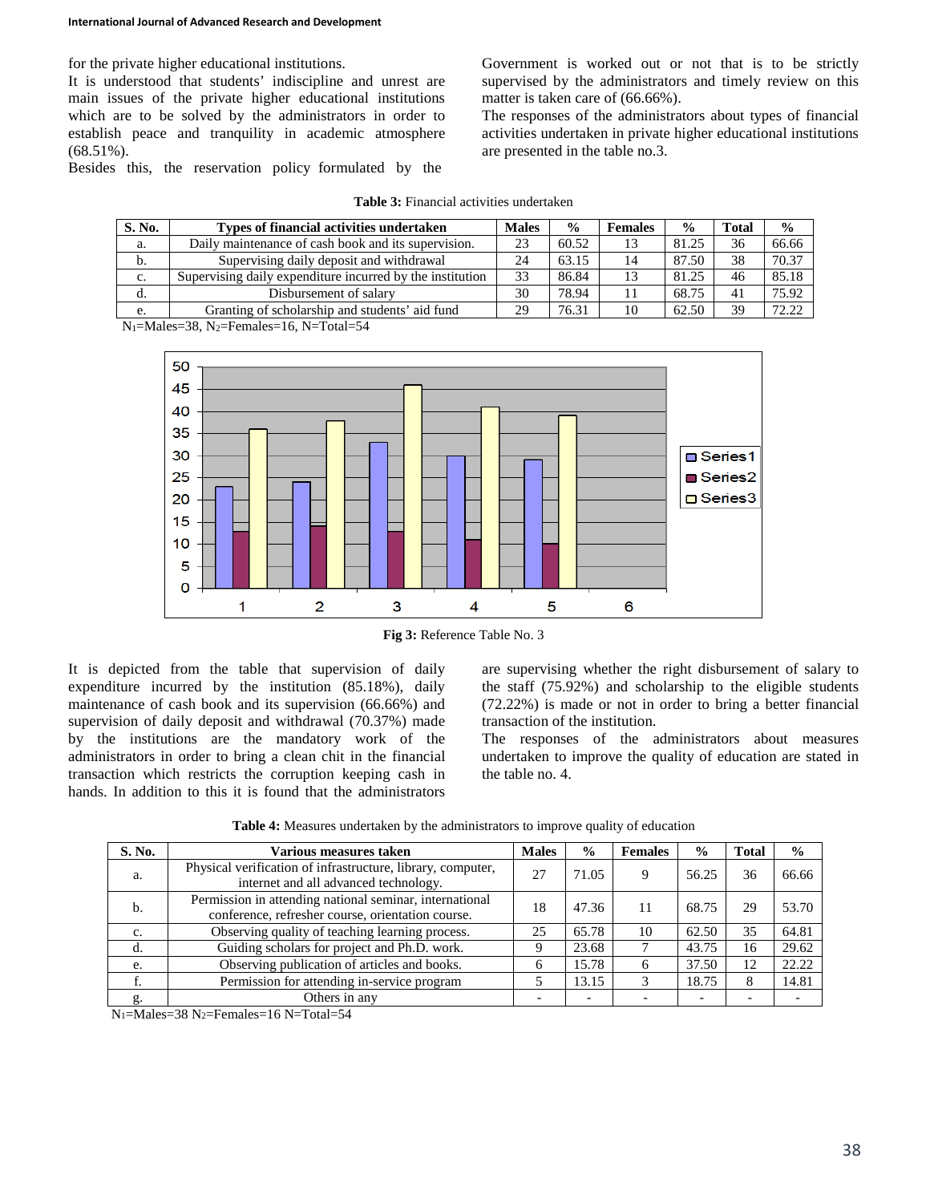for the private higher educational institutions.

It is understood that students' indiscipline and unrest are main issues of the private higher educational institutions which are to be solved by the administrators in order to establish peace and tranquility in academic atmosphere (68.51%).

Besides this, the reservation policy formulated by the Government is worked out or not that is to be strictly supervised by the administrators and timely review on this matter is taken care of (66.66%).

The responses of the administrators about types of financial activities undertaken in private higher educational institutions are presented in the table no.3.

**Table 3:** Financial activities undertaken

| S. No. | Types of financial activities undertaken | Males | % | Females | % | Total | % |
|---|---|---|---|---|---|---|---|
| a. | Daily maintenance of cash book and its supervision. | 23 | 60.52 | 13 | 81.25 | 36 | 66.66 |
| b. | Supervising daily deposit and withdrawal | 24 | 63.15 | 14 | 87.50 | 38 | 70.37 |
| c. | Supervising daily expenditure incurred by the institution | 33 | 86.84 | 13 | 81.25 | 46 | 85.18 |
| d. | Disbursement of salary | 30 | 78.94 | 11 | 68.75 | 41 | 75.92 |
| e. | Granting of scholarship and students' aid fund | 29 | 76.31 | 10 | 62.50 | 39 | 72.22 |

$N_1$=Males=38, $N_2$=Females=16, N=Total=54

**Fig 3:** Reference Table No. 3

It is depicted from the table that supervision of daily expenditure incurred by the institution (85.18%), daily maintenance of cash book and its supervision (66.66%) and supervision of daily deposit and withdrawal (70.37%) made by the institutions are the mandatory work of the administrators in order to bring a clean chit in the financial transaction which restricts the corruption keeping cash in hands. In addition to this it is found that the administrators are supervising whether the right disbursement of salary to the staff (75.92%) and scholarship to the eligible students (72.22%) is made or not in order to bring a better financial transaction of the institution.

The responses of the administrators about measures undertaken to improve the quality of education are stated in the table no. 4.

**Table 4:** Measures undertaken by the administrators to improve quality of education

| S. No. | Various measures taken | Males | % | Females | % | Total | % |
|---|---|---|---|---|---|---|---|
| a. | Physical verification of infrastructure, library, computer, internet and all advanced technology. | 27 | 71.05 | 9 | 56.25 | 36 | 66.66 |
| b. | Permission in attending national seminar, international conference, refresher course, orientation course. | 18 | 47.36 | 11 | 68.75 | 29 | 53.70 |
| c. | Observing quality of teaching learning process. | 25 | 65.78 | 10 | 62.50 | 35 | 64.81 |
| d. | Guiding scholars for project and Ph.D. work. | 9 | 23.68 | 7 | 43.75 | 16 | 29.62 |
| e. | Observing publication of articles and books. | 6 | 15.78 | 6 | 37.50 | 12 | 22.22 |
| f. | Permission for attending in-service program | 5 | 13.15 | 3 | 18.75 | 8 | 14.81 |
| g. | Others in any | - | - | - | - | - | - |

$N_1$=Males=38 $N_2$=Females=16 N=Total=54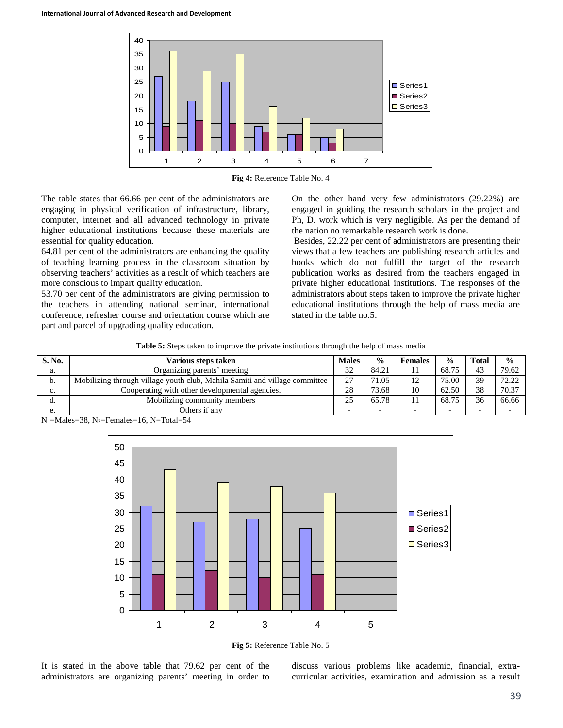Fig 4: Reference Table No. 4

The table states that 66.66 per cent of the administrators are engaging in physical verification of infrastructure, library, computer, internet and all advanced technology in private higher educational institutions because these materials are essential for quality education.

64.81 per cent of the administrators are enhancing the quality of teaching learning process in the classroom situation by observing teachers' activities as a result of which teachers are more conscious to impart quality education.

53.70 per cent of the administrators are giving permission to the teachers in attending national seminar, international conference, refresher course and orientation course which are part and parcel of upgrading quality education.

On the other hand very few administrators (29.22%) are engaged in guiding the research scholars in the project and Ph, D. work which is very negligible. As per the demand of the nation no remarkable research work is done.

Besides, 22.22 per cent of administrators are presenting their views that a few teachers are publishing research articles and books which do not fulfill the target of the research publication works as desired from the teachers engaged in private higher educational institutions. The responses of the administrators about steps taken to improve the private higher educational institutions through the help of mass media are stated in the table no.5.

**Table 5:** Steps taken to improve the private institutions through the help of mass media

| S. No. | Various steps taken | Males | % | Females | % | Total | % |
|---|---|---|---|---|---|---|---|
| a. | Organizing parents' meeting | 32 | 84.21 | 11 | 68.75 | 43 | 79.62 |
| b. | Mobilizing through village youth club, Mahila Samiti and village committee | 27 | 71.05 | 12 | 75.00 | 39 | 72.22 |
| c. | Cooperating with other developmental agencies. | 28 | 73.68 | 10 | 62.50 | 38 | 70.37 |
| d. | Mobilizing community members | 25 | 65.78 | 11 | 68.75 | 36 | 66.66 |
| e. | Others if any | - | - | - | - | - | - |

$N_1$=Males=38, $N_2$=Females=16, N=Total=54

Fig 5: Reference Table No. 5

It is stated in the above table that 79.62 per cent of the administrators are organizing parents' meeting in order to discuss various problems like academic, financial, extra-curricular activities, examination and admission as a result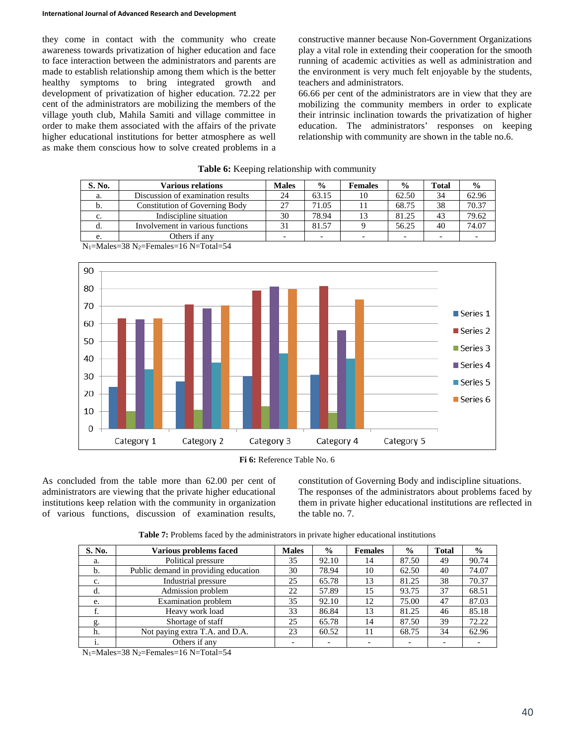they come in contact with the community who create awareness towards privatization of higher education and face to face interaction between the administrators and parents are made to establish relationship among them which is the better healthy symptoms to bring integrated growth and development of privatization of higher education. 72.22 per cent of the administrators are mobilizing the members of the village youth club, Mahila Samiti and village committee in order to make them associated with the affairs of the private higher educational institutions for better atmosphere as well as make them conscious how to solve created problems in a constructive manner because Non-Government Organizations play a vital role in extending their cooperation for the smooth running of academic activities as well as administration and the environment is very much felt enjoyable by the students, teachers and administrators.

66.66 per cent of the administrators are in view that they are mobilizing the community members in order to explicate their intrinsic inclination towards the privatization of higher education. The administrators' responses on keeping relationship with community are shown in the table no.6.

**Table 6:** Keeping relationship with community

| S. No. | Various relations | Males | % | Females | % | Total | % |
|---|---|---|---|---|---|---|---|
| a. | Discussion of examination results | 24 | 63.15 | 10 | 62.50 | 34 | 62.96 |
| b. | Constitution of Governing Body | 27 | 71.05 | 11 | 68.75 | 38 | 70.37 |
| c. | Indiscipline situation | 30 | 78.94 | 13 | 81.25 | 43 | 79.62 |
| d. | Involvement in various functions | 31 | 81.57 | 9 | 56.25 | 40 | 74.07 |
| e. | Others if any | - | - | - | - | - | - |

$N_1$=Males=38 $N_2$=Females=16 N=Total=54

**Fi 6:** Reference Table No. 6

As concluded from the table more than 62.00 per cent of administrators are viewing that the private higher educational institutions keep relation with the community in organization of various functions, discussion of examination results, constitution of Governing Body and indiscipline situations.

The responses of the administrators about problems faced by them in private higher educational institutions are reflected in the table no. 7.

**Table 7:** Problems faced by the administrators in private higher educational institutions

| S. No. | Various problems faced | Males | % | Females | % | Total | % |
|---|---|---|---|---|---|---|---|
| a. | Political pressure | 35 | 92.10 | 14 | 87.50 | 49 | 90.74 |
| b. | Public demand in providing education | 30 | 78.94 | 10 | 62.50 | 40 | 74.07 |
| c. | Industrial pressure | 25 | 65.78 | 13 | 81.25 | 38 | 70.37 |
| d. | Admission problem | 22 | 57.89 | 15 | 93.75 | 37 | 68.51 |
| e. | Examination problem | 35 | 92.10 | 12 | 75.00 | 47 | 87.03 |
| f. | Heavy work load | 33 | 86.84 | 13 | 81.25 | 46 | 85.18 |
| g. | Shortage of staff | 25 | 65.78 | 14 | 87.50 | 39 | 72.22 |
| h. | Not paying extra T.A. and D.A. | 23 | 60.52 | 11 | 68.75 | 34 | 62.96 |
| i. | Others if any | - | - | - | - | - | - |

$N_1$=Males=38 $N_2$=Females=16 N=Total=54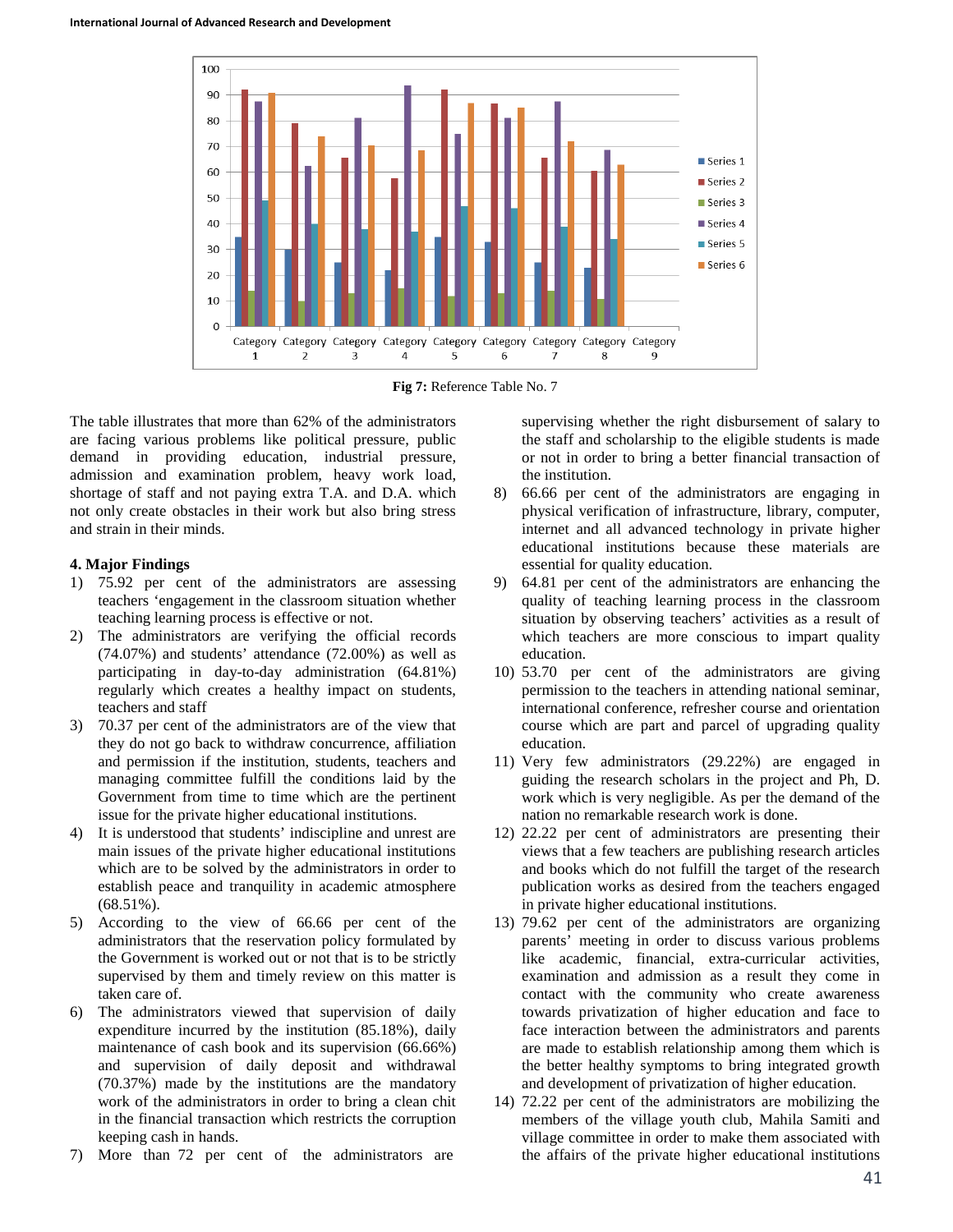Fig 7: Reference Table No. 7

The table illustrates that more than 62% of the administrators are facing various problems like political pressure, public demand in providing education, industrial pressure, admission and examination problem, heavy work load, shortage of staff and not paying extra T.A. and D.A. which not only create obstacles in their work but also bring stress and strain in their minds.

## 4. Major Findings

1) 75.92 per cent of the administrators are assessing teachers 'engagement in the classroom situation whether teaching learning process is effective or not.
2) The administrators are verifying the official records (74.07%) and students' attendance (72.00%) as well as participating in day-to-day administration (64.81%) regularly which creates a healthy impact on students, teachers and staff
3) 70.37 per cent of the administrators are of the view that they do not go back to withdraw concurrence, affiliation and permission if the institution, students, teachers and managing committee fulfill the conditions laid by the Government from time to time which are the pertinent issue for the private higher educational institutions.
4) It is understood that students' indiscipline and unrest are main issues of the private higher educational institutions which are to be solved by the administrators in order to establish peace and tranquility in academic atmosphere (68.51%).
5) According to the view of 66.66 per cent of the administrators that the reservation policy formulated by the Government is worked out or not that is to be strictly supervised by them and timely review on this matter is taken care of.
6) The administrators viewed that supervision of daily expenditure incurred by the institution (85.18%), daily maintenance of cash book and its supervision (66.66%) and supervision of daily deposit and withdrawal (70.37%) made by the institutions are the mandatory work of the administrators in order to bring a clean chit in the financial transaction which restricts the corruption keeping cash in hands.
7) More than 72 per cent of the administrators are supervising whether the right disbursement of salary to the staff and scholarship to the eligible students is made or not in order to bring a better financial transaction of the institution.
8) 66.66 per cent of the administrators are engaging in physical verification of infrastructure, library, computer, internet and all advanced technology in private higher educational institutions because these materials are essential for quality education.
9) 64.81 per cent of the administrators are enhancing the quality of teaching learning process in the classroom situation by observing teachers' activities as a result of which teachers are more conscious to impart quality education.
10) 53.70 per cent of the administrators are giving permission to the teachers in attending national seminar, international conference, refresher course and orientation course which are part and parcel of upgrading quality education.
11) Very few administrators (29.22%) are engaged in guiding the research scholars in the project and Ph, D. work which is very negligible. As per the demand of the nation no remarkable research work is done.
12) 22.22 per cent of administrators are presenting their views that a few teachers are publishing research articles and books which do not fulfill the target of the research publication works as desired from the teachers engaged in private higher educational institutions.
13) 79.62 per cent of the administrators are organizing parents' meeting in order to discuss various problems like academic, financial, extra-curricular activities, examination and admission as a result they come in contact with the community who create awareness towards privatization of higher education and face to face interaction between the administrators and parents are made to establish relationship among them which is the better healthy symptoms to bring integrated growth and development of privatization of higher education.
14) 72.22 per cent of the administrators are mobilizing the members of the village youth club, Mahila Samiti and village committee in order to make them associated with the affairs of the private higher educational institutions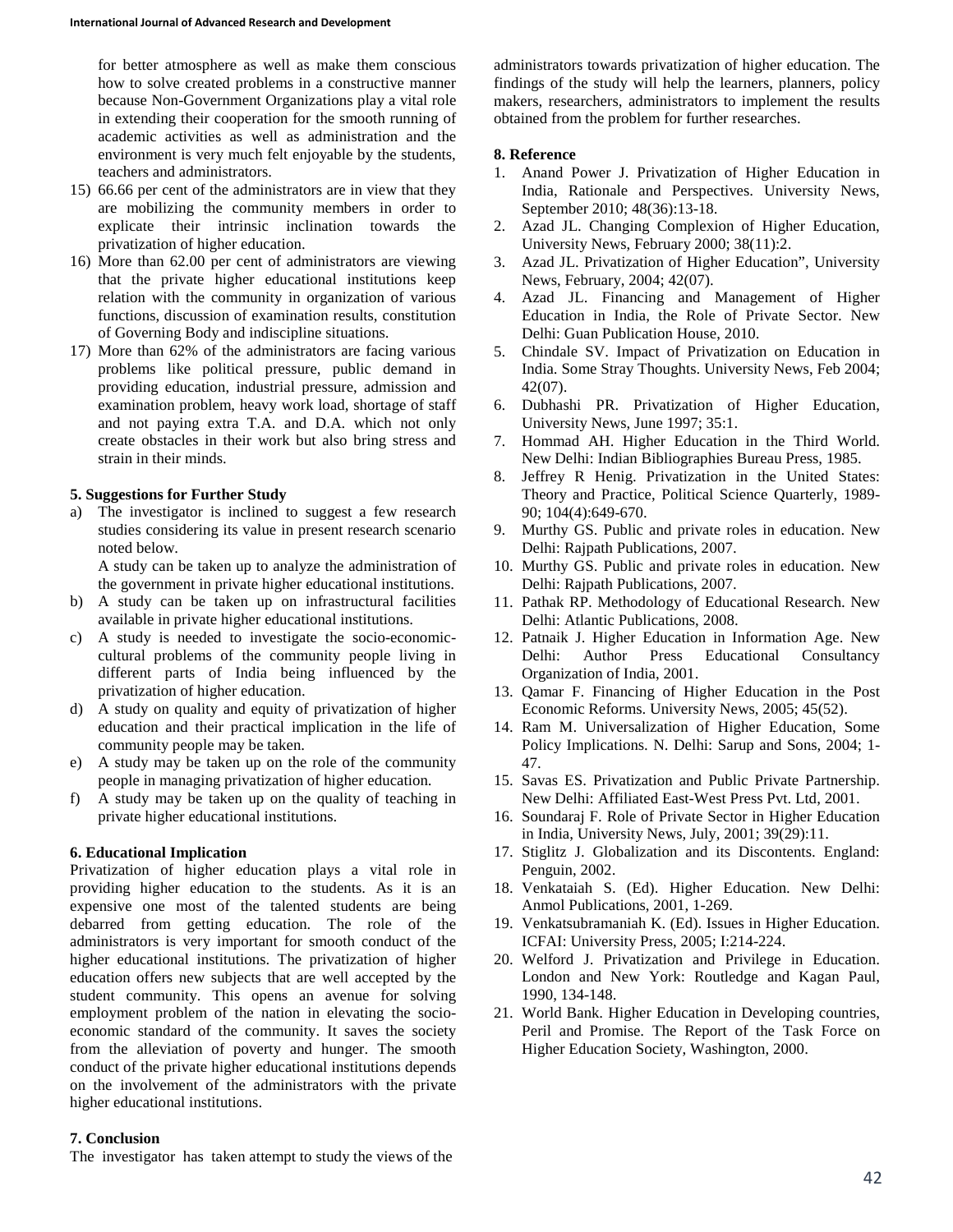for better atmosphere as well as make them conscious how to solve created problems in a constructive manner because Non-Government Organizations play a vital role in extending their cooperation for the smooth running of academic activities as well as administration and the environment is very much felt enjoyable by the students, teachers and administrators.

15) 66.66 per cent of the administrators are in view that they are mobilizing the community members in order to explicate their intrinsic inclination towards the privatization of higher education.
16) More than 62.00 per cent of administrators are viewing that the private higher educational institutions keep relation with the community in organization of various functions, discussion of examination results, constitution of Governing Body and indiscipline situations.
17) More than 62% of the administrators are facing various problems like political pressure, public demand in providing education, industrial pressure, admission and examination problem, heavy work load, shortage of staff and not paying extra T.A. and D.A. which not only create obstacles in their work but also bring stress and strain in their minds.

### 5. Suggestions for Further Study

a) The investigator is inclined to suggest a few research studies considering its value in present research scenario noted below.
   A study can be taken up to analyze the administration of the government in private higher educational institutions.
b) A study can be taken up on infrastructural facilities available in private higher educational institutions.
c) A study is needed to investigate the socio-economic-cultural problems of the community people living in different parts of India being influenced by the privatization of higher education.
d) A study on quality and equity of privatization of higher education and their practical implication in the life of community people may be taken.
e) A study may be taken up on the role of the community people in managing privatization of higher education.
f) A study may be taken up on the quality of teaching in private higher educational institutions.

### 6. Educational Implication

Privatization of higher education plays a vital role in providing higher education to the students. As it is an expensive one most of the talented students are being debarred from getting education. The role of the administrators is very important for smooth conduct of the higher educational institutions. The privatization of higher education offers new subjects that are well accepted by the student community. This opens an avenue for solving employment problem of the nation in elevating the socio-economic standard of the community. It saves the society from the alleviation of poverty and hunger. The smooth conduct of the private higher educational institutions depends on the involvement of the administrators with the private higher educational institutions.

### 7. Conclusion

The investigator has taken attempt to study the views of the administrators towards privatization of higher education. The findings of the study will help the learners, planners, policy makers, researchers, administrators to implement the results obtained from the problem for further researches.

### 8. Reference

1. Anand Power J. Privatization of Higher Education in India, Rationale and Perspectives. University News, September 2010; 48(36):13-18.
2. Azad JL. Changing Complexion of Higher Education, University News, February 2000; 38(11):2.
3. Azad JL. Privatization of Higher Education", University News, February, 2004; 42(07).
4. Azad JL. Financing and Management of Higher Education in India, the Role of Private Sector. New Delhi: Guan Publication House, 2010.
5. Chindale SV. Impact of Privatization on Education in India. Some Stray Thoughts. University News, Feb 2004; 42(07).
6. Dubhashi PR. Privatization of Higher Education, University News, June 1997; 35:1.
7. Hommad AH. Higher Education in the Third World. New Delhi: Indian Bibliographies Bureau Press, 1985.
8. Jeffrey R Henig. Privatization in the United States: Theory and Practice, Political Science Quarterly, 1989-90; 104(4):649-670.
9. Murthy GS. Public and private roles in education. New Delhi: Rajpath Publications, 2007.
10. Murthy GS. Public and private roles in education. New Delhi: Rajpath Publications, 2007.
11. Pathak RP. Methodology of Educational Research. New Delhi: Atlantic Publications, 2008.
12. Patnaik J. Higher Education in Information Age. New Delhi: Author Press Educational Consultancy Organization of India, 2001.
13. Qamar F. Financing of Higher Education in the Post Economic Reforms. University News, 2005; 45(52).
14. Ram M. Universalization of Higher Education, Some Policy Implications. N. Delhi: Sarup and Sons, 2004; 1-47.
15. Savas ES. Privatization and Public Private Partnership. New Delhi: Affiliated East-West Press Pvt. Ltd, 2001.
16. Soundaraj F. Role of Private Sector in Higher Education in India, University News, July, 2001; 39(29):11.
17. Stiglitz J. Globalization and its Discontents. England: Penguin, 2002.
18. Venkataiah S. (Ed). Higher Education. New Delhi: Anmol Publications, 2001, 1-269.
19. Venkatsubramaniah K. (Ed). Issues in Higher Education. ICFAI: University Press, 2005; I:214-224.
20. Welford J. Privatization and Privilege in Education. London and New York: Routledge and Kagan Paul, 1990, 134-148.
21. World Bank. Higher Education in Developing countries, Peril and Promise. The Report of the Task Force on Higher Education Society, Washington, 2000.